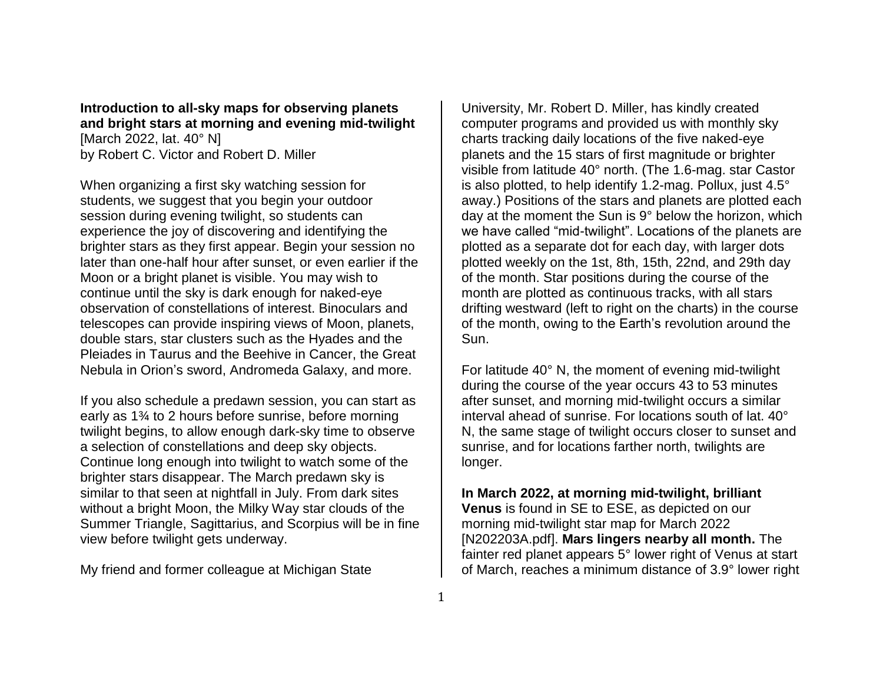**Introduction to all-sky maps for observing planets and bright stars at morning and evening mid-twilight**
[March 2022, lat. 40° N]
by Robert C. Victor and Robert D. Miller

When organizing a first sky watching session for students, we suggest that you begin your outdoor session during evening twilight, so students can experience the joy of discovering and identifying the brighter stars as they first appear. Begin your session no later than one-half hour after sunset, or even earlier if the Moon or a bright planet is visible. You may wish to continue until the sky is dark enough for naked-eye observation of constellations of interest. Binoculars and telescopes can provide inspiring views of Moon, planets, double stars, star clusters such as the Hyades and the Pleiades in Taurus and the Beehive in Cancer, the Great Nebula in Orion's sword, Andromeda Galaxy, and more.

If you also schedule a predawn session, you can start as early as 1¾ to 2 hours before sunrise, before morning twilight begins, to allow enough dark-sky time to observe a selection of constellations and deep sky objects. Continue long enough into twilight to watch some of the brighter stars disappear. The March predawn sky is similar to that seen at nightfall in July. From dark sites without a bright Moon, the Milky Way star clouds of the Summer Triangle, Sagittarius, and Scorpius will be in fine view before twilight gets underway.

My friend and former colleague at Michigan State University, Mr. Robert D. Miller, has kindly created computer programs and provided us with monthly sky charts tracking daily locations of the five naked-eye planets and the 15 stars of first magnitude or brighter visible from latitude 40° north. (The 1.6-mag. star Castor is also plotted, to help identify 1.2-mag. Pollux, just 4.5° away.) Positions of the stars and planets are plotted each day at the moment the Sun is 9° below the horizon, which we have called "mid-twilight". Locations of the planets are plotted as a separate dot for each day, with larger dots plotted weekly on the 1st, 8th, 15th, 22nd, and 29th day of the month. Star positions during the course of the month are plotted as continuous tracks, with all stars drifting westward (left to right on the charts) in the course of the month, owing to the Earth's revolution around the Sun.

For latitude 40° N, the moment of evening mid-twilight during the course of the year occurs 43 to 53 minutes after sunset, and morning mid-twilight occurs a similar interval ahead of sunrise. For locations south of lat. 40° N, the same stage of twilight occurs closer to sunset and sunrise, and for locations farther north, twilights are longer.

**In March 2022, at morning mid-twilight, brilliant Venus** is found in SE to ESE, as depicted on our morning mid-twilight star map for March 2022 [N202203A.pdf]. **Mars lingers nearby all month.** The fainter red planet appears 5° lower right of Venus at start of March, reaches a minimum distance of 3.9° lower right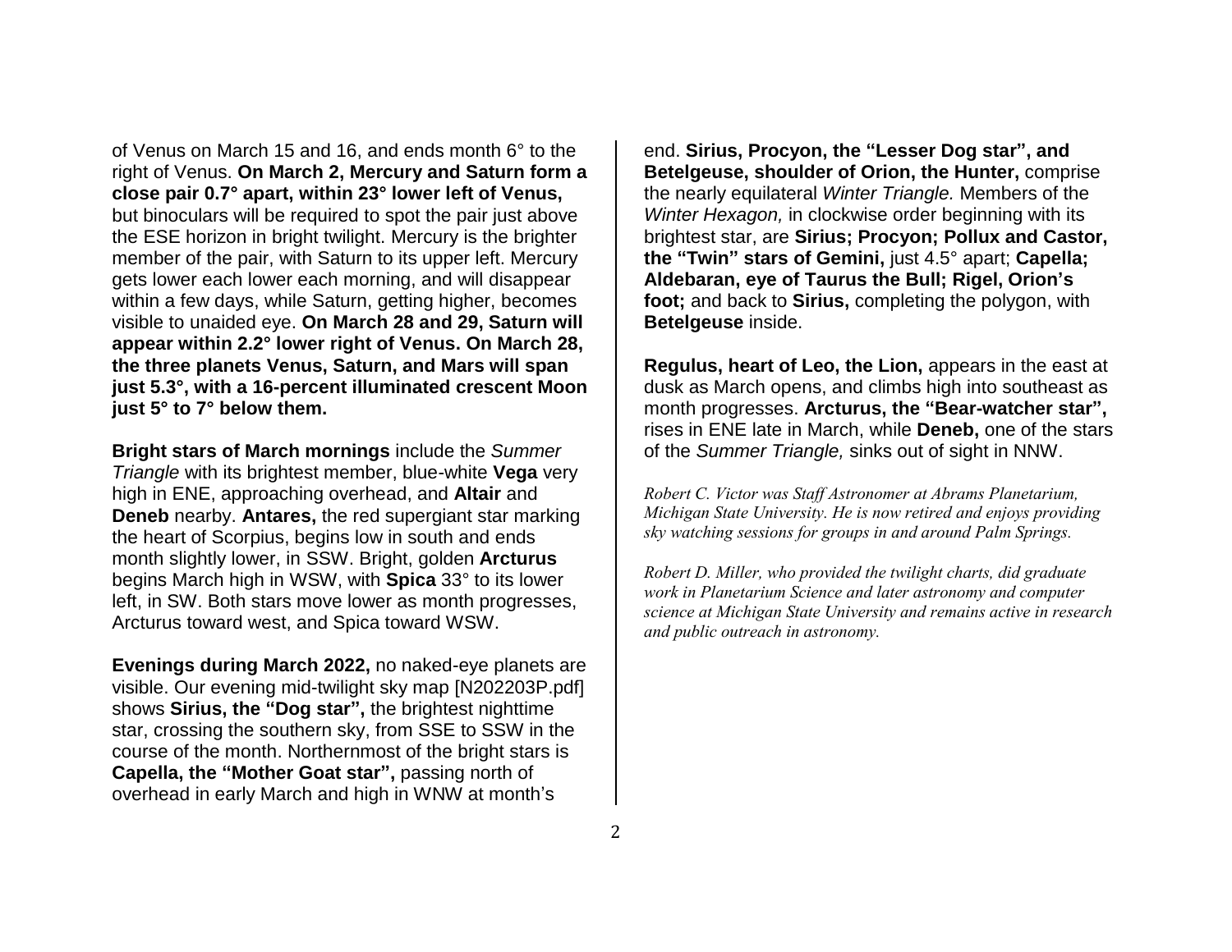of Venus on March 15 and 16, and ends month 6° to the right of Venus. **On March 2, Mercury and Saturn form a close pair 0.7° apart, within 23° lower left of Venus,** but binoculars will be required to spot the pair just above the ESE horizon in bright twilight. Mercury is the brighter member of the pair, with Saturn to its upper left. Mercury gets lower each lower each morning, and will disappear within a few days, while Saturn, getting higher, becomes visible to unaided eye. **On March 28 and 29, Saturn will appear within 2.2° lower right of Venus. On March 28, the three planets Venus, Saturn, and Mars will span just 5.3°, with a 16-percent illuminated crescent Moon just 5° to 7° below them.**

**Bright stars of March mornings** include the *Summer Triangle* with its brightest member, blue-white **Vega** very high in ENE, approaching overhead, and **Altair** and **Deneb** nearby. **Antares,** the red supergiant star marking the heart of Scorpius, begins low in south and ends month slightly lower, in SSW. Bright, golden **Arcturus** begins March high in WSW, with **Spica** 33° to its lower left, in SW. Both stars move lower as month progresses, Arcturus toward west, and Spica toward WSW.

**Evenings during March 2022,** no naked-eye planets are visible. Our evening mid-twilight sky map [N202203P.pdf] shows **Sirius, the "Dog star",** the brightest nighttime star, crossing the southern sky, from SSE to SSW in the course of the month. Northernmost of the bright stars is **Capella, the "Mother Goat star",** passing north of overhead in early March and high in WNW at month's end. **Sirius, Procyon, the "Lesser Dog star", and Betelgeuse, shoulder of Orion, the Hunter,** comprise the nearly equilateral *Winter Triangle.* Members of the *Winter Hexagon,* in clockwise order beginning with its brightest star, are **Sirius; Procyon; Pollux and Castor, the "Twin" stars of Gemini,** just 4.5° apart; **Capella; Aldebaran, eye of Taurus the Bull; Rigel, Orion's foot;** and back to **Sirius,** completing the polygon, with **Betelgeuse** inside.

**Regulus, heart of Leo, the Lion,** appears in the east at dusk as March opens, and climbs high into southeast as month progresses. **Arcturus, the "Bear-watcher star",** rises in ENE late in March, while **Deneb,** one of the stars of the *Summer Triangle,* sinks out of sight in NNW.

*Robert C. Victor was Staff Astronomer at Abrams Planetarium, Michigan State University. He is now retired and enjoys providing sky watching sessions for groups in and around Palm Springs.*

*Robert D. Miller, who provided the twilight charts, did graduate work in Planetarium Science and later astronomy and computer science at Michigan State University and remains active in research and public outreach in astronomy.*